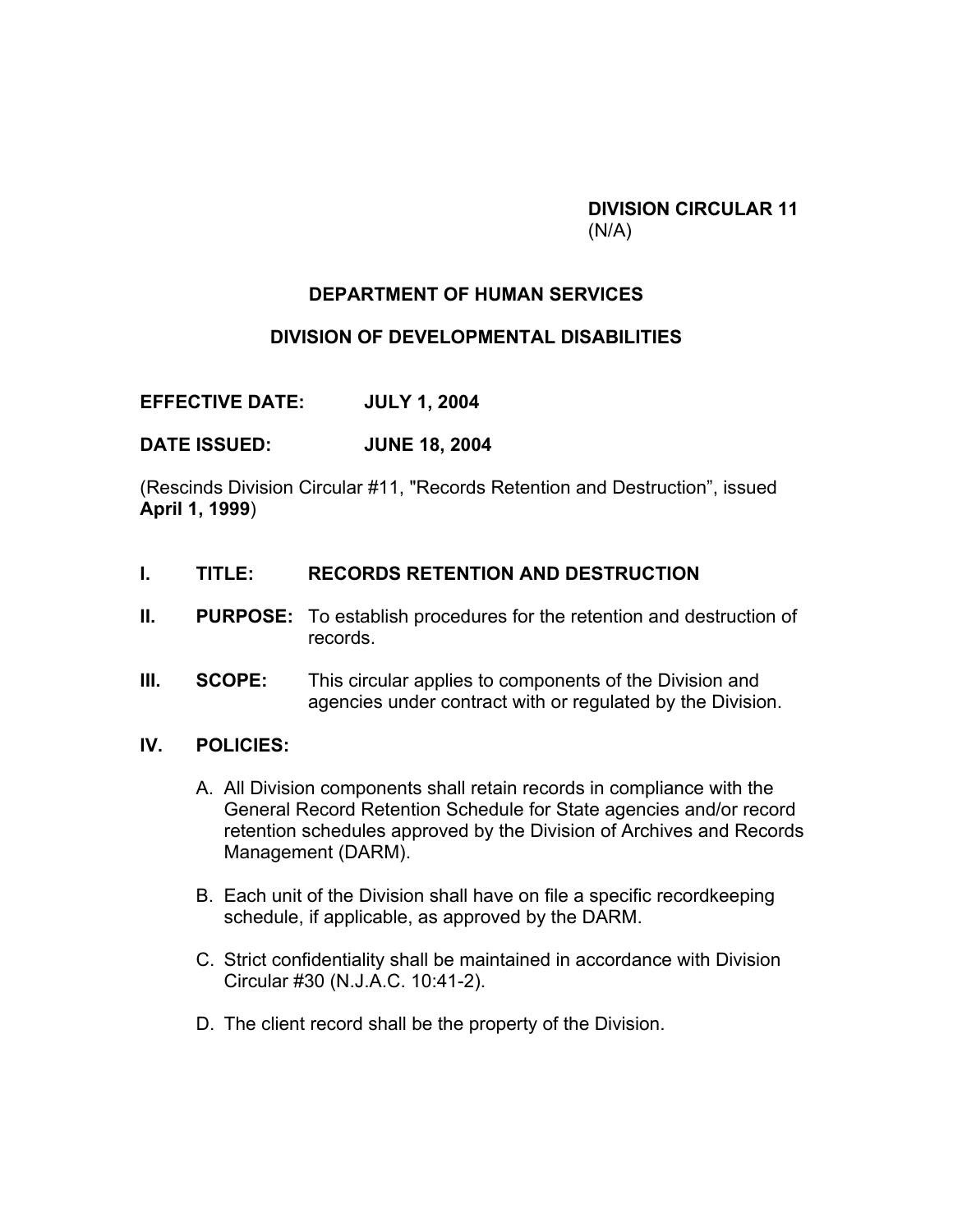**DIVISION CIRCULAR 11**
(N/A)

**DEPARTMENT OF HUMAN SERVICES**

**DIVISION OF DEVELOPMENTAL DISABILITIES**

**EFFECTIVE DATE: JULY 1, 2004**

**DATE ISSUED: JUNE 18, 2004**

(Rescinds Division Circular #11, "Records Retention and Destruction", issued **April 1, 1999**)

**I. TITLE: RECORDS RETENTION AND DESTRUCTION**

**II. PURPOSE:** To establish procedures for the retention and destruction of records.

**III. SCOPE:** This circular applies to components of the Division and agencies under contract with or regulated by the Division.

**IV. POLICIES:**

A. All Division components shall retain records in compliance with the General Record Retention Schedule for State agencies and/or record retention schedules approved by the Division of Archives and Records Management (DARM).

B. Each unit of the Division shall have on file a specific recordkeeping schedule, if applicable, as approved by the DARM.

C. Strict confidentiality shall be maintained in accordance with Division Circular #30 (N.J.A.C. 10:41-2).

D. The client record shall be the property of the Division.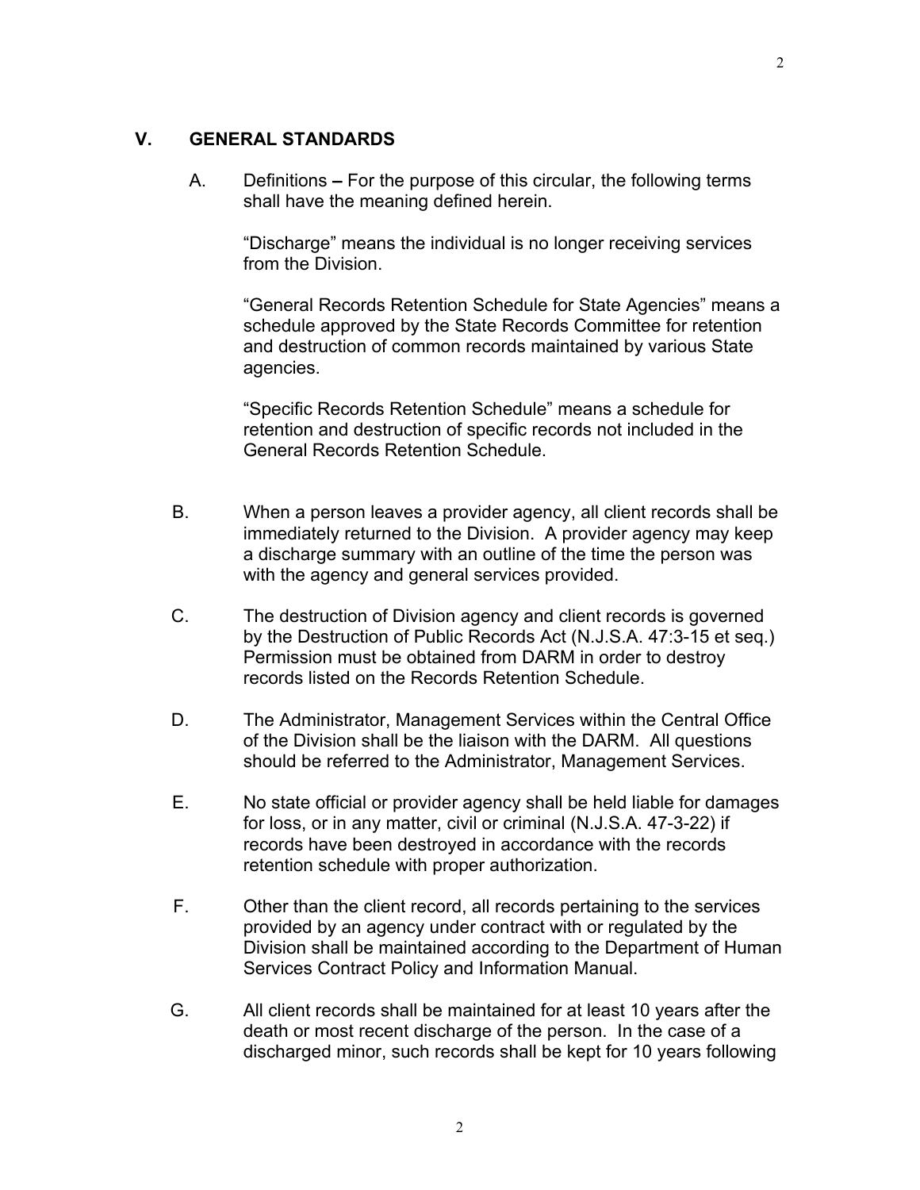## V. GENERAL STANDARDS

A. Definitions **–** For the purpose of this circular, the following terms shall have the meaning defined herein.

"Discharge" means the individual is no longer receiving services from the Division.

"General Records Retention Schedule for State Agencies" means a schedule approved by the State Records Committee for retention and destruction of common records maintained by various State agencies.

"Specific Records Retention Schedule" means a schedule for retention and destruction of specific records not included in the General Records Retention Schedule.

B. When a person leaves a provider agency, all client records shall be immediately returned to the Division. A provider agency may keep a discharge summary with an outline of the time the person was with the agency and general services provided.

C. The destruction of Division agency and client records is governed by the Destruction of Public Records Act (N.J.S.A. 47:3-15 et seq.) Permission must be obtained from DARM in order to destroy records listed on the Records Retention Schedule.

D. The Administrator, Management Services within the Central Office of the Division shall be the liaison with the DARM. All questions should be referred to the Administrator, Management Services.

E. No state official or provider agency shall be held liable for damages for loss, or in any matter, civil or criminal (N.J.S.A. 47-3-22) if records have been destroyed in accordance with the records retention schedule with proper authorization.

F. Other than the client record, all records pertaining to the services provided by an agency under contract with or regulated by the Division shall be maintained according to the Department of Human Services Contract Policy and Information Manual.

G. All client records shall be maintained for at least 10 years after the death or most recent discharge of the person. In the case of a discharged minor, such records shall be kept for 10 years following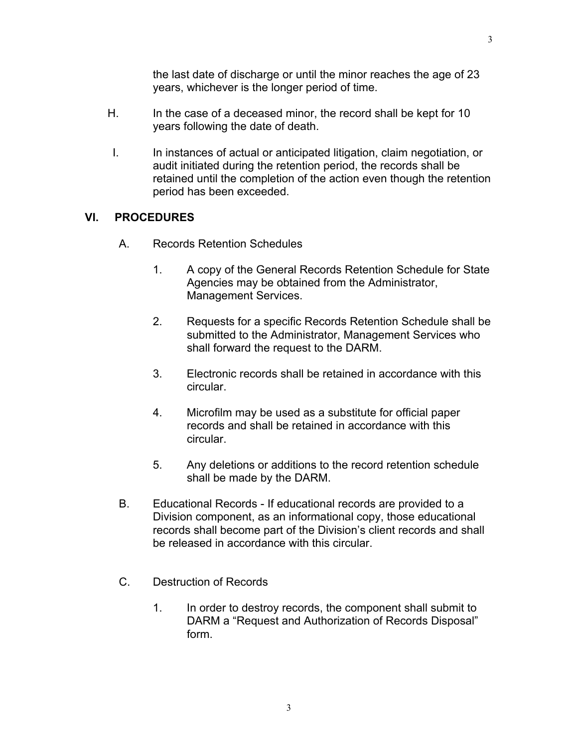the last date of discharge or until the minor reaches the age of 23 years, whichever is the longer period of time.

H. In the case of a deceased minor, the record shall be kept for 10 years following the date of death.

I. In instances of actual or anticipated litigation, claim negotiation, or audit initiated during the retention period, the records shall be retained until the completion of the action even though the retention period has been exceeded.

## VI. PROCEDURES

A. Records Retention Schedules

1. A copy of the General Records Retention Schedule for State Agencies may be obtained from the Administrator, Management Services.

2. Requests for a specific Records Retention Schedule shall be submitted to the Administrator, Management Services who shall forward the request to the DARM.

3. Electronic records shall be retained in accordance with this circular.

4. Microfilm may be used as a substitute for official paper records and shall be retained in accordance with this circular.

5. Any deletions or additions to the record retention schedule shall be made by the DARM.

B. Educational Records - If educational records are provided to a Division component, as an informational copy, those educational records shall become part of the Division's client records and shall be released in accordance with this circular.

C. Destruction of Records

1. In order to destroy records, the component shall submit to DARM a "Request and Authorization of Records Disposal" form.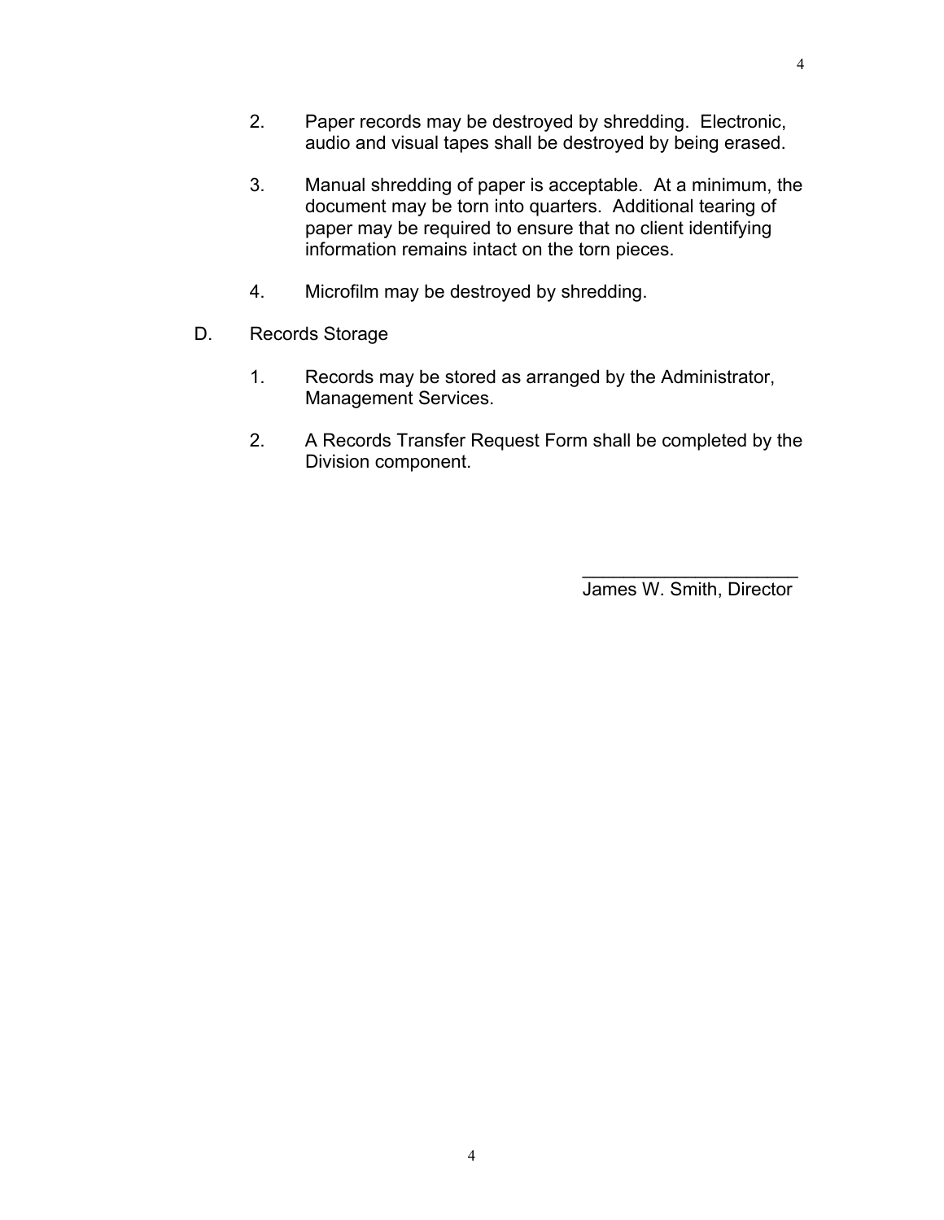2. Paper records may be destroyed by shredding. Electronic, audio and visual tapes shall be destroyed by being erased.

3. Manual shredding of paper is acceptable. At a minimum, the document may be torn into quarters. Additional tearing of paper may be required to ensure that no client identifying information remains intact on the torn pieces.

4. Microfilm may be destroyed by shredding.

D. Records Storage

1. Records may be stored as arranged by the Administrator, Management Services.

2. A Records Transfer Request Form shall be completed by the Division component.

______________________
James W. Smith, Director